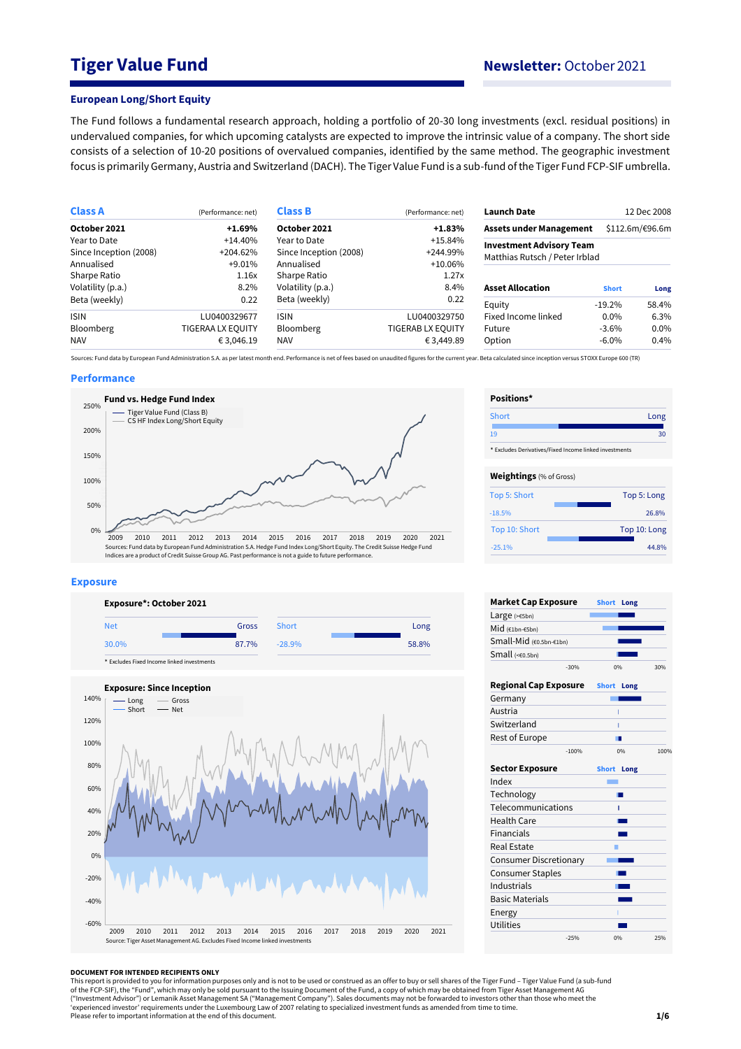# Tiger Value Fund

**Newsletter:** October 2021

## European Long/Short Equity

The Fund follows a fundamental research approach, holding a portfolio of 20-30 long investments (excl. residual positions) in undervalued companies, for which upcoming catalysts are expected to improve the intrinsic value of a company. The short side consists of a selection of 10-20 positions of overvalued companies, identified by the same method. The geographic investment focus is primarily Germany, Austria and Switzerland (DACH). The Tiger Value Fund is a sub-fund of the Tiger Fund FCP-SIF umbrella.

| **Class A** | (Performance: net) |
|---|---|
| **October 2021** | **+1.69%** |
| Year to Date | +14.40% |
| Since Inception (2008) | +204.62% |
| Annualised | +9.01% |
| Sharpe Ratio | 1.16x |
| Volatility (p.a.) | 8.2% |
| Beta (weekly) | 0.22 |
| ISIN | LU0400329677 |
| Bloomberg | TIGERAA LX EQUITY |
| NAV | € 3,046.19 |

| **Class B** | (Performance: net) |
|---|---|
| **October 2021** | **+1.83%** |
| Year to Date | +15.84% |
| Since Inception (2008) | +244.99% |
| Annualised | +10.06% |
| Sharpe Ratio | 1.27x |
| Volatility (p.a.) | 8.4% |
| Beta (weekly) | 0.22 |
| ISIN | LU0400329750 |
| Bloomberg | TIGERAB LX EQUITY |
| NAV | € 3,449.89 |

| | |
|---|---|
| **Launch Date** | 12 Dec 2008 |
| **Assets under Management** | $112.6m/€96.6m |
| **Investment Advisory Team** | Matthias Rutsch / Peter Irblad |

| **Asset Allocation** | **Short** | **Long** |
|---|---|---|
| Equity | -19.2% | 58.4% |
| Fixed Income linked | 0.0% | 6.3% |
| Future | -3.6% | 0.0% |
| Option | -6.0% | 0.4% |

Sources: Fund data by European Fund Administration S.A. as per latest month end. Performance is net of fees based on unaudited figures for the current year. Beta calculated since inception versus STOXX Europe 600 (TR)

## Performance

**Fund vs. Hedge Fund Index**

Sources: Fund data by European Fund Administration S.A. Hedge Fund Index Long/Short Equity. The Credit Suisse Hedge Fund Indices are a product of Credit Suisse Group AG. Past performance is not a guide to future performance.

**Positions***

| Short | Long |
|---|---|
| 19 | 30 |

\* Excludes Derivatives/Fixed Income linked investments

**Weightings** (% of Gross)

| | Short | Long |
|---|---|---|
| Top 5 | -18.5% | 26.8% |
| Top 10 | -25.1% | 44.8% |

## Exposure

**Exposure*: October 2021**

| Net | Gross | Short | Long |
|---|---|---|---|
| 30.0% | 87.7% | -28.9% | 58.8% |

\* Excludes Fixed Income linked investments

**Exposure: Since Inception**

Source: Tiger Asset Management AG. Excludes Fixed Income linked investments

**Market Cap Exposure**: Large (>€5bn), Mid (€1bn-€5bn), Small-Mid (€0.5bn-€1bn), Small (<€0.5bn)

**Regional Cap Exposure**: Germany, Austria, Switzerland, Rest of Europe

**Sector Exposure**: Index, Technology, Telecommunications, Health Care, Financials, Real Estate, Consumer Discretionary, Consumer Staples, Industrials, Basic Materials, Energy, Utilities

**DOCUMENT FOR INTENDED RECIPIENTS ONLY**

This report is provided to you for information purposes only and is not to be used or considered as an offer to buy or sell shares of the Tiger Fund – Tiger Value Fund (a sub-fund of the FCP-SIF), the "Fund", which may only be sold pursuant to the Issuing Document of the Fund, a copy of which may be obtained from Tiger Asset Management AG ("Investment Advisor") or Lemanik Asset Management SA ("Management Company"). Sales documents may not be forwarded to investors other than those who meet the 'experienced investor' requirements under the Luxembourg Law of 2007 relating to specialized investment funds as amended from time to time.
Please refer to important information at the end of this document.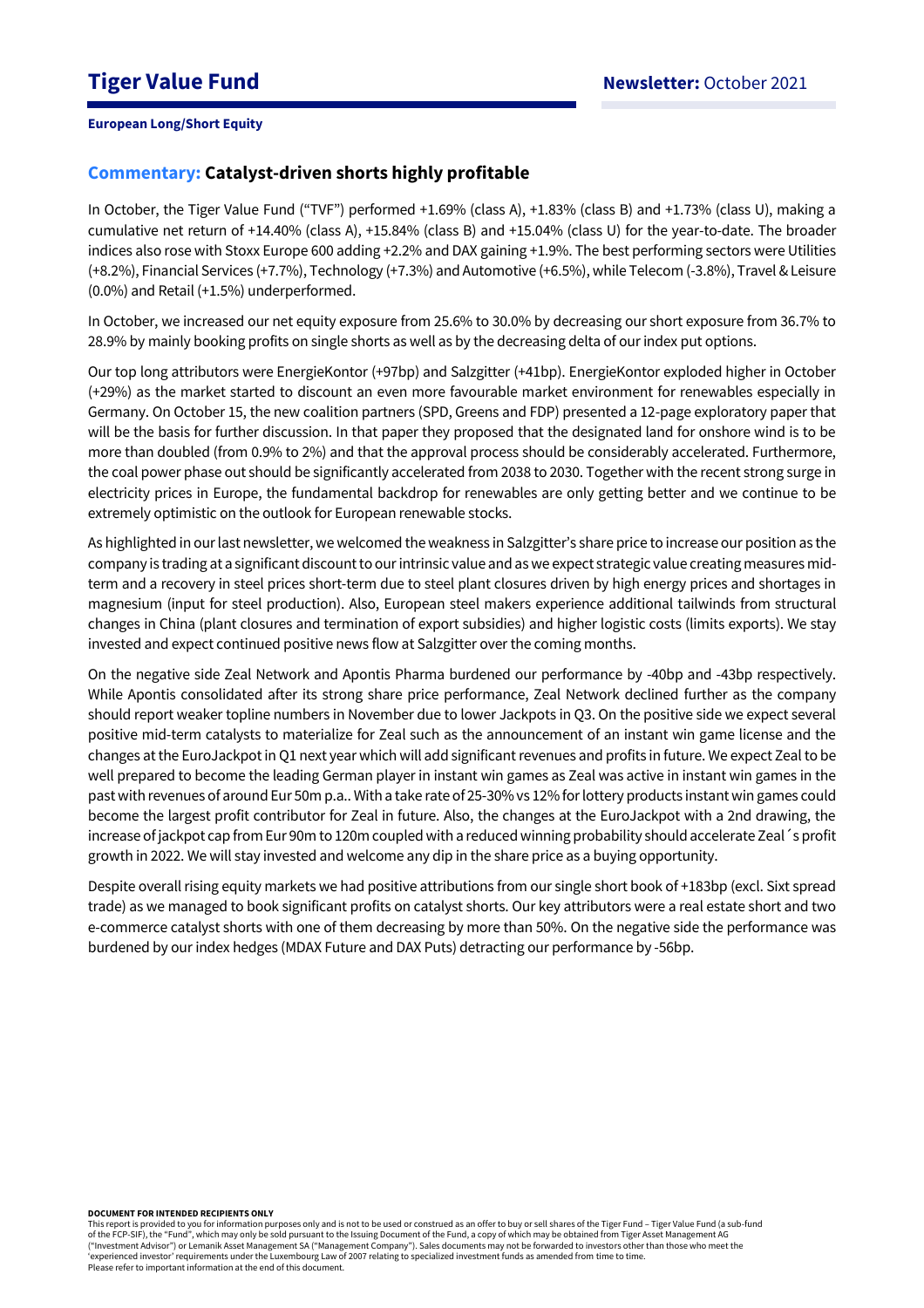# Tiger Value Fund

**Newsletter:** October 2021

**European Long/Short Equity**

## Commentary: Catalyst-driven shorts highly profitable

In October, the Tiger Value Fund ("TVF") performed +1.69% (class A), +1.83% (class B) and +1.73% (class U), making a cumulative net return of +14.40% (class A), +15.84% (class B) and +15.04% (class U) for the year-to-date. The broader indices also rose with Stoxx Europe 600 adding +2.2% and DAX gaining +1.9%. The best performing sectors were Utilities (+8.2%), Financial Services (+7.7%), Technology (+7.3%) and Automotive (+6.5%), while Telecom (-3.8%), Travel & Leisure (0.0%) and Retail (+1.5%) underperformed.

In October, we increased our net equity exposure from 25.6% to 30.0% by decreasing our short exposure from 36.7% to 28.9% by mainly booking profits on single shorts as well as by the decreasing delta of our index put options.

Our top long attributors were EnergieKontor (+97bp) and Salzgitter (+41bp). EnergieKontor exploded higher in October (+29%) as the market started to discount an even more favourable market environment for renewables especially in Germany. On October 15, the new coalition partners (SPD, Greens and FDP) presented a 12-page exploratory paper that will be the basis for further discussion. In that paper they proposed that the designated land for onshore wind is to be more than doubled (from 0.9% to 2%) and that the approval process should be considerably accelerated. Furthermore, the coal power phase out should be significantly accelerated from 2038 to 2030. Together with the recent strong surge in electricity prices in Europe, the fundamental backdrop for renewables are only getting better and we continue to be extremely optimistic on the outlook for European renewable stocks.

As highlighted in our last newsletter, we welcomed the weakness in Salzgitter's share price to increase our position as the company is trading at a significant discount to our intrinsic value and as we expect strategic value creating measures mid-term and a recovery in steel prices short-term due to steel plant closures driven by high energy prices and shortages in magnesium (input for steel production). Also, European steel makers experience additional tailwinds from structural changes in China (plant closures and termination of export subsidies) and higher logistic costs (limits exports). We stay invested and expect continued positive news flow at Salzgitter over the coming months.

On the negative side Zeal Network and Apontis Pharma burdened our performance by -40bp and -43bp respectively. While Apontis consolidated after its strong share price performance, Zeal Network declined further as the company should report weaker topline numbers in November due to lower Jackpots in Q3. On the positive side we expect several positive mid-term catalysts to materialize for Zeal such as the announcement of an instant win game license and the changes at the EuroJackpot in Q1 next year which will add significant revenues and profits in future. We expect Zeal to be well prepared to become the leading German player in instant win games as Zeal was active in instant win games in the past with revenues of around Eur 50m p.a.. With a take rate of 25-30% vs 12% for lottery products instant win games could become the largest profit contributor for Zeal in future. Also, the changes at the EuroJackpot with a 2nd drawing, the increase of jackpot cap from Eur 90m to 120m coupled with a reduced winning probability should accelerate Zeal´s profit growth in 2022. We will stay invested and welcome any dip in the share price as a buying opportunity.

Despite overall rising equity markets we had positive attributions from our single short book of +183bp (excl. Sixt spread trade) as we managed to book significant profits on catalyst shorts. Our key attributors were a real estate short and two e-commerce catalyst shorts with one of them decreasing by more than 50%. On the negative side the performance was burdened by our index hedges (MDAX Future and DAX Puts) detracting our performance by -56bp.

**DOCUMENT FOR INTENDED RECIPIENTS ONLY**

This report is provided to you for information purposes only and is not to be used or construed as an offer to buy or sell shares of the Tiger Fund – Tiger Value Fund (a sub-fund of the FCP-SIF), the "Fund", which may only be sold pursuant to the Issuing Document of the Fund, a copy of which may be obtained from Tiger Asset Management AG ("Investment Advisor") or Lemanik Asset Management SA ("Management Company"). Sales documents may not be forwarded to investors other than those who meet the 'experienced investor' requirements under the Luxembourg Law of 2007 relating to specialized investment funds as amended from time to time.
Please refer to important information at the end of this document.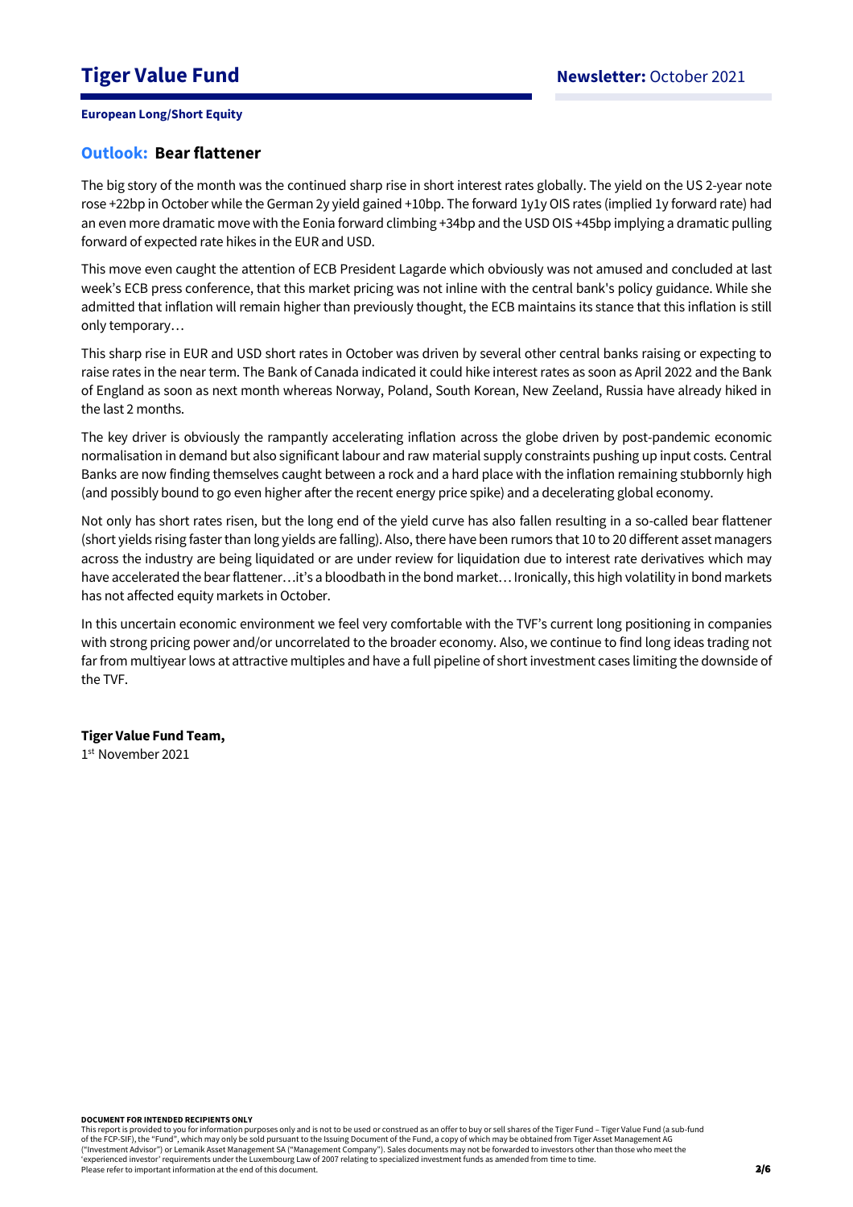**European Long/Short Equity**

## Outlook: Bear flattener

The big story of the month was the continued sharp rise in short interest rates globally. The yield on the US 2-year note rose +22bp in October while the German 2y yield gained +10bp. The forward 1y1y OIS rates (implied 1y forward rate) had an even more dramatic move with the Eonia forward climbing +34bp and the USD OIS +45bp implying a dramatic pulling forward of expected rate hikes in the EUR and USD.

This move even caught the attention of ECB President Lagarde which obviously was not amused and concluded at last week's ECB press conference, that this market pricing was not inline with the central bank's policy guidance. While she admitted that inflation will remain higher than previously thought, the ECB maintains its stance that this inflation is still only temporary…

This sharp rise in EUR and USD short rates in October was driven by several other central banks raising or expecting to raise rates in the near term. The Bank of Canada indicated it could hike interest rates as soon as April 2022 and the Bank of England as soon as next month whereas Norway, Poland, South Korean, New Zeeland, Russia have already hiked in the last 2 months.

The key driver is obviously the rampantly accelerating inflation across the globe driven by post-pandemic economic normalisation in demand but also significant labour and raw material supply constraints pushing up input costs. Central Banks are now finding themselves caught between a rock and a hard place with the inflation remaining stubbornly high (and possibly bound to go even higher after the recent energy price spike) and a decelerating global economy.

Not only has short rates risen, but the long end of the yield curve has also fallen resulting in a so-called bear flattener (short yields rising faster than long yields are falling). Also, there have been rumors that 10 to 20 different asset managers across the industry are being liquidated or are under review for liquidation due to interest rate derivatives which may have accelerated the bear flattener…it's a bloodbath in the bond market… Ironically, this high volatility in bond markets has not affected equity markets in October.

In this uncertain economic environment we feel very comfortable with the TVF's current long positioning in companies with strong pricing power and/or uncorrelated to the broader economy. Also, we continue to find long ideas trading not far from multiyear lows at attractive multiples and have a full pipeline of short investment cases limiting the downside of the TVF.

**Tiger Value Fund Team,**
1st November 2021

**DOCUMENT FOR INTENDED RECIPIENTS ONLY**
This report is provided to you for information purposes only and is not to be used or construed as an offer to buy or sell shares of the Tiger Fund – Tiger Value Fund (a sub-fund of the FCP-SIF), the "Fund", which may only be sold pursuant to the Issuing Document of the Fund, a copy of which may be obtained from Tiger Asset Management AG ("Investment Advisor") or Lemanik Asset Management SA ("Management Company"). Sales documents may not be forwarded to investors other than those who meet the 'experienced investor' requirements under the Luxembourg Law of 2007 relating to specialized investment funds as amended from time to time.
Please refer to important information at the end of this document.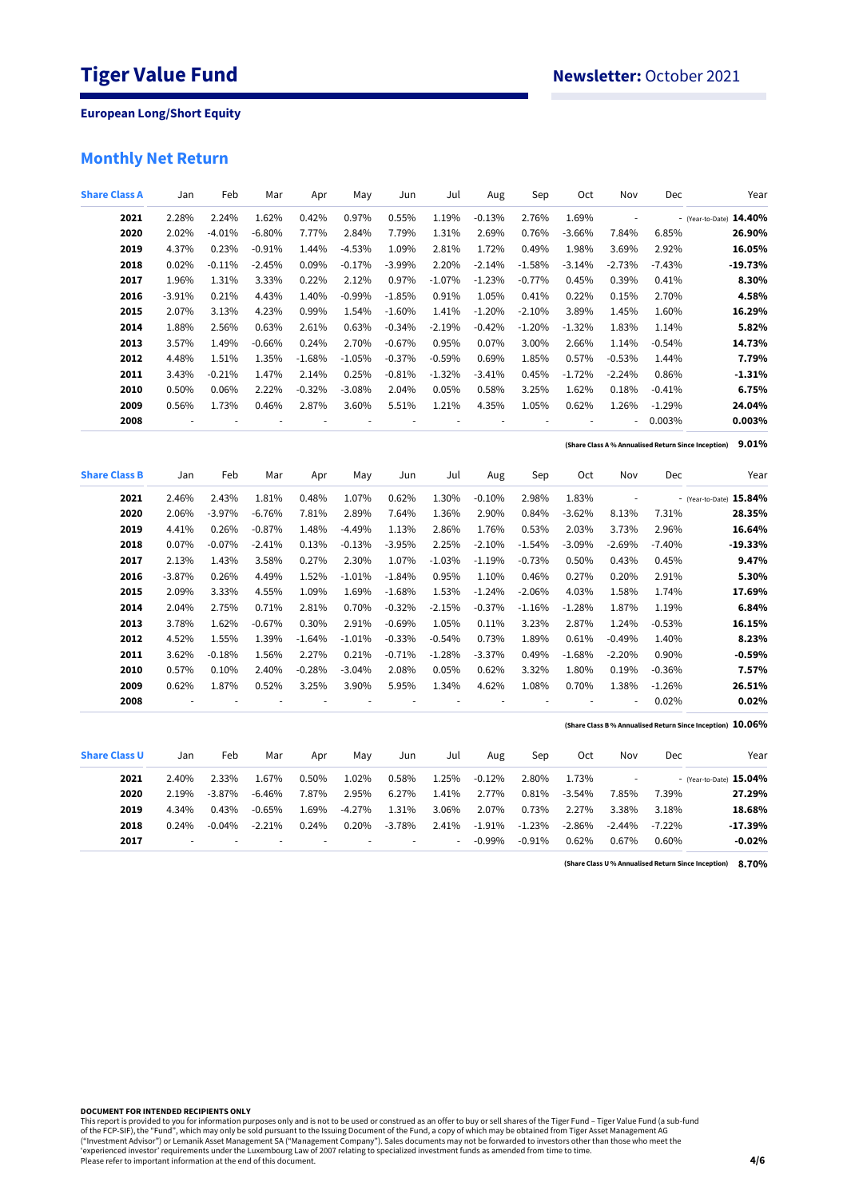# Tiger Value Fund

**Newsletter:** October 2021

**European Long/Short Equity**

## Monthly Net Return

| Share Class A | Jan | Feb | Mar | Apr | May | Jun | Jul | Aug | Sep | Oct | Nov | Dec | Year |
|---|---|---|---|---|---|---|---|---|---|---|---|---|---|
| **2021** | 2.28% | 2.24% | 1.62% | 0.42% | 0.97% | 0.55% | 1.19% | -0.13% | 2.76% | 1.69% | - | - | (Year-to-Date) **14.40%** |
| **2020** | 2.02% | -4.01% | -6.80% | 7.77% | 2.84% | 7.79% | 1.31% | 2.69% | 0.76% | -3.66% | 7.84% | 6.85% | **26.90%** |
| **2019** | 4.37% | 0.23% | -0.91% | 1.44% | -4.53% | 1.09% | 2.81% | 1.72% | 0.49% | 1.98% | 3.69% | 2.92% | **16.05%** |
| **2018** | 0.02% | -0.11% | -2.45% | 0.09% | -0.17% | -3.99% | 2.20% | -2.14% | -1.58% | -3.14% | -2.73% | -7.43% | **-19.73%** |
| **2017** | 1.96% | 1.31% | 3.33% | 0.22% | 2.12% | 0.97% | -1.07% | -1.23% | -0.77% | 0.45% | 0.39% | 0.41% | **8.30%** |
| **2016** | -3.91% | 0.21% | 4.43% | 1.40% | -0.99% | -1.85% | 0.91% | 1.05% | 0.41% | 0.22% | 0.15% | 2.70% | **4.58%** |
| **2015** | 2.07% | 3.13% | 4.23% | 0.99% | 1.54% | -1.60% | 1.41% | -1.20% | -2.10% | 3.89% | 1.45% | 1.60% | **16.29%** |
| **2014** | 1.88% | 2.56% | 0.63% | 2.61% | 0.63% | -0.34% | -2.19% | -0.42% | -1.20% | -1.32% | 1.83% | 1.14% | **5.82%** |
| **2013** | 3.57% | 1.49% | -0.66% | 0.24% | 2.70% | -0.67% | 0.95% | 0.07% | 3.00% | 2.66% | 1.14% | -0.54% | **14.73%** |
| **2012** | 4.48% | 1.51% | 1.35% | -1.68% | -1.05% | -0.37% | -0.59% | 0.69% | 1.85% | 0.57% | -0.53% | 1.44% | **7.79%** |
| **2011** | 3.43% | -0.21% | 1.47% | 2.14% | 0.25% | -0.81% | -1.32% | -3.41% | 0.45% | -1.72% | -2.24% | 0.86% | **-1.31%** |
| **2010** | 0.50% | 0.06% | 2.22% | -0.32% | -3.08% | 2.04% | 0.05% | 0.58% | 3.25% | 1.62% | 0.18% | -0.41% | **6.75%** |
| **2009** | 0.56% | 1.73% | 0.46% | 2.87% | 3.60% | 5.51% | 1.21% | 4.35% | 1.05% | 0.62% | 1.26% | -1.29% | **24.04%** |
| **2008** | - | - | - | - | - | - | - | - | - | - | - | 0.003% | **0.003%** |

(Share Class A % Annualised Return Since Inception) **9.01%**

| Share Class B | Jan | Feb | Mar | Apr | May | Jun | Jul | Aug | Sep | Oct | Nov | Dec | Year |
|---|---|---|---|---|---|---|---|---|---|---|---|---|---|
| **2021** | 2.46% | 2.43% | 1.81% | 0.48% | 1.07% | 0.62% | 1.30% | -0.10% | 2.98% | 1.83% | - | - | (Year-to-Date) **15.84%** |
| **2020** | 2.06% | -3.97% | -6.76% | 7.81% | 2.89% | 7.64% | 1.36% | 2.90% | 0.84% | -3.62% | 8.13% | 7.31% | **28.35%** |
| **2019** | 4.41% | 0.26% | -0.87% | 1.48% | -4.49% | 1.13% | 2.86% | 1.76% | 0.53% | 2.03% | 3.73% | 2.96% | **16.64%** |
| **2018** | 0.07% | -0.07% | -2.41% | 0.13% | -0.13% | -3.95% | 2.25% | -2.10% | -1.54% | -3.09% | -2.69% | -7.40% | **-19.33%** |
| **2017** | 2.13% | 1.43% | 3.58% | 0.27% | 2.30% | 1.07% | -1.03% | -1.19% | -0.73% | 0.50% | 0.43% | 0.45% | **9.47%** |
| **2016** | -3.87% | 0.26% | 4.49% | 1.52% | -1.01% | -1.84% | 0.95% | 1.10% | 0.46% | 0.27% | 0.20% | 2.91% | **5.30%** |
| **2015** | 2.09% | 3.33% | 4.55% | 1.09% | 1.69% | -1.68% | 1.53% | -1.24% | -2.06% | 4.03% | 1.58% | 1.74% | **17.69%** |
| **2014** | 2.04% | 2.75% | 0.71% | 2.81% | 0.70% | -0.32% | -2.15% | -0.37% | -1.16% | -1.28% | 1.87% | 1.19% | **6.84%** |
| **2013** | 3.78% | 1.62% | -0.67% | 0.30% | 2.91% | -0.69% | 1.05% | 0.11% | 3.23% | 2.87% | 1.24% | -0.53% | **16.15%** |
| **2012** | 4.52% | 1.55% | 1.39% | -1.64% | -1.01% | -0.33% | -0.54% | 0.73% | 1.89% | 0.61% | -0.49% | 1.40% | **8.23%** |
| **2011** | 3.62% | -0.18% | 1.56% | 2.27% | 0.21% | -0.71% | -1.28% | -3.37% | 0.49% | -1.68% | -2.20% | 0.90% | **-0.59%** |
| **2010** | 0.57% | 0.10% | 2.40% | -0.28% | -3.04% | 2.08% | 0.05% | 0.62% | 3.32% | 1.80% | 0.19% | -0.36% | **7.57%** |
| **2009** | 0.62% | 1.87% | 0.52% | 3.25% | 3.90% | 5.95% | 1.34% | 4.62% | 1.08% | 0.70% | 1.38% | -1.26% | **26.51%** |
| **2008** | - | - | - | - | - | - | - | - | - | - | - | 0.02% | **0.02%** |

(Share Class B % Annualised Return Since Inception) **10.06%**

| Share Class U | Jan | Feb | Mar | Apr | May | Jun | Jul | Aug | Sep | Oct | Nov | Dec | Year |
|---|---|---|---|---|---|---|---|---|---|---|---|---|---|
| **2021** | 2.40% | 2.33% | 1.67% | 0.50% | 1.02% | 0.58% | 1.25% | -0.12% | 2.80% | 1.73% | - | - | (Year-to-Date) **15.04%** |
| **2020** | 2.19% | -3.87% | -6.46% | 7.87% | 2.95% | 6.27% | 1.41% | 2.77% | 0.81% | -3.54% | 7.85% | 7.39% | **27.29%** |
| **2019** | 4.34% | 0.43% | -0.65% | 1.69% | -4.27% | 1.31% | 3.06% | 2.07% | 0.73% | 2.27% | 3.38% | 3.18% | **18.68%** |
| **2018** | 0.24% | -0.04% | -2.21% | 0.24% | 0.20% | -3.78% | 2.41% | -1.91% | -1.23% | -2.86% | -2.44% | -7.22% | **-17.39%** |
| **2017** | - | - | - | - | - | - | - | -0.99% | -0.91% | 0.62% | 0.67% | 0.60% | **-0.02%** |

(Share Class U % Annualised Return Since Inception) **8.70%**

**DOCUMENT FOR INTENDED RECIPIENTS ONLY**
This report is provided to you for information purposes only and is not to be used or construed as an offer to buy or sell shares of the Tiger Fund – Tiger Value Fund (a sub-fund of the FCP-SIF), the "Fund", which may only be sold pursuant to the Issuing Document of the Fund, a copy of which may be obtained from Tiger Asset Management AG ("Investment Advisor") or Lemanik Asset Management SA ("Management Company"). Sales documents may not be forwarded to investors other than those who meet the 'experienced investor' requirements under the Luxembourg Law of 2007 relating to specialized investment funds as amended from time to time.
Please refer to important information at the end of this document.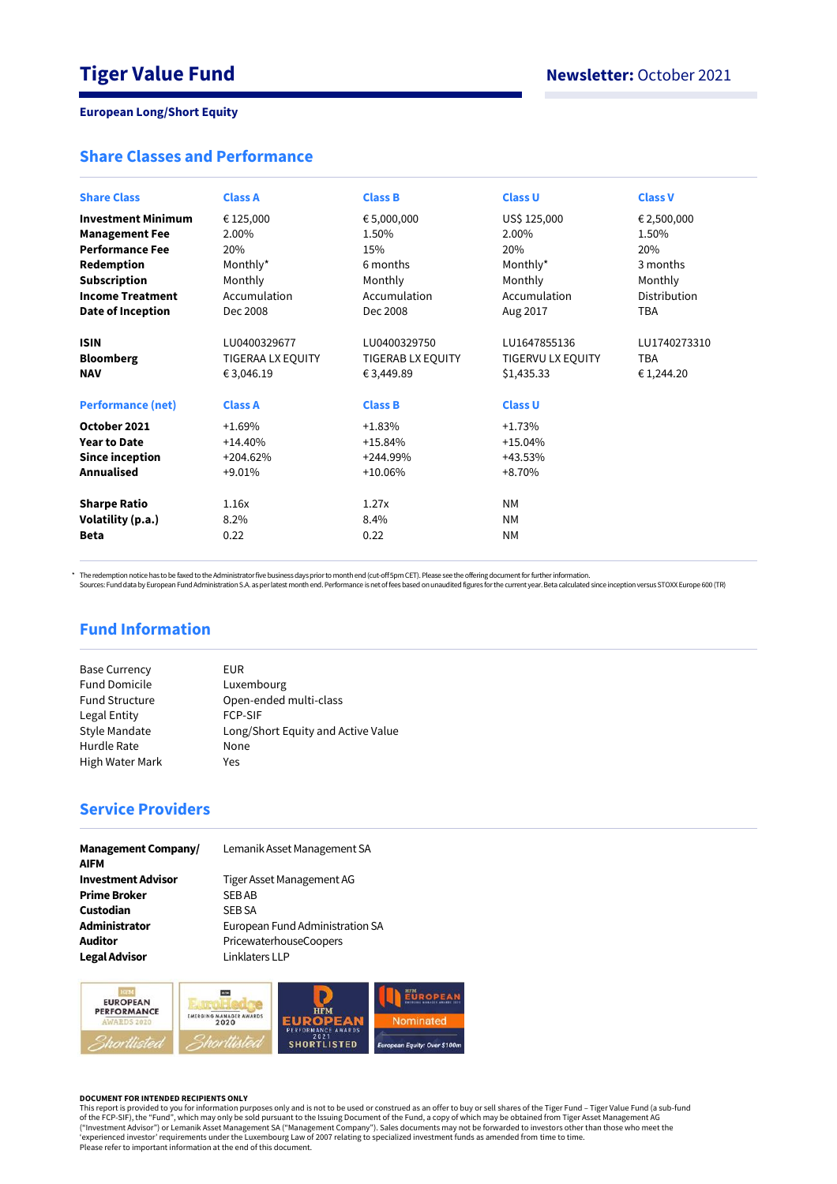# Tiger Value Fund

**Newsletter:** October 2021

**European Long/Short Equity**

## Share Classes and Performance

| Share Class | Class A | Class B | Class U | Class V |
|---|---|---|---|---|
| **Investment Minimum** | € 125,000 | € 5,000,000 | US$ 125,000 | € 2,500,000 |
| **Management Fee** | 2.00% | 1.50% | 2.00% | 1.50% |
| **Performance Fee** | 20% | 15% | 20% | 20% |
| **Redemption** | Monthly* | 6 months | Monthly* | 3 months |
| **Subscription** | Monthly | Monthly | Monthly | Monthly |
| **Income Treatment** | Accumulation | Accumulation | Accumulation | Distribution |
| **Date of Inception** | Dec 2008 | Dec 2008 | Aug 2017 | TBA |
| | | | | |
| **ISIN** | LU0400329677 | LU0400329750 | LU1647855136 | LU1740273310 |
| **Bloomberg** | TIGERAA LX EQUITY | TIGERAB LX EQUITY | TIGERVU LX EQUITY | TBA |
| **NAV** | € 3,046.19 | € 3,449.89 | $1,435.33 | € 1,244.20 |

| Performance (net) | Class A | Class B | Class U |
|---|---|---|---|
| **October 2021** | +1.69% | +1.83% | +1.73% |
| **Year to Date** | +14.40% | +15.84% | +15.04% |
| **Since inception** | +204.62% | +244.99% | +43.53% |
| **Annualised** | +9.01% | +10.06% | +8.70% |
| | | | |
| **Sharpe Ratio** | 1.16x | 1.27x | NM |
| **Volatility (p.a.)** | 8.2% | 8.4% | NM |
| **Beta** | 0.22 | 0.22 | NM |

* The redemption notice has to be faxed to the Administrator five business days prior to month end (cut-off 5pm CET). Please see the offering document for further information.
Sources: Fund data by European Fund Administration S.A. as per latest month end. Performance is net of fees based on unaudited figures for the current year. Beta calculated since inception versus STOXX Europe 600 (TR)

## Fund Information

| | |
|---|---|
| Base Currency | EUR |
| Fund Domicile | Luxembourg |
| Fund Structure | Open-ended multi-class |
| Legal Entity | FCP-SIF |
| Style Mandate | Long/Short Equity and Active Value |
| Hurdle Rate | None |
| High Water Mark | Yes |

## Service Providers

| | |
|---|---|
| **Management Company/ AIFM** | Lemanik Asset Management SA |
| **Investment Advisor** | Tiger Asset Management AG |
| **Prime Broker** | SEB AB |
| **Custodian** | SEB SA |
| **Administrator** | European Fund Administration SA |
| **Auditor** | PricewaterhouseCoopers |
| **Legal Advisor** | Linklaters LLP |

HFM EUROPEAN PERFORMANCE AWARDS 2020 Shortlisted | EuroHedge EMERGING MANAGER AWARDS 2020 Shortlisted | HFM EUROPEAN PERFORMANCE AWARDS 2021 SHORTLISTED | HFM EUROPEAN EMERGING MANAGER AWARDS 2021 Nominated European Equity: Over $100m

**DOCUMENT FOR INTENDED RECIPIENTS ONLY**
This report is provided to you for information purposes only and is not to be used or construed as an offer to buy or sell shares of the Tiger Fund – Tiger Value Fund (a sub-fund of the FCP-SIF), the "Fund", which may only be sold pursuant to the Issuing Document of the Fund, a copy of which may be obtained from Tiger Asset Management AG ("Investment Advisor") or Lemanik Asset Management SA ("Management Company"). Sales documents may not be forwarded to investors other than those who meet the 'experienced investor' requirements under the Luxembourg Law of 2007 relating to specialized investment funds as amended from time to time.
Please refer to important information at the end of this document.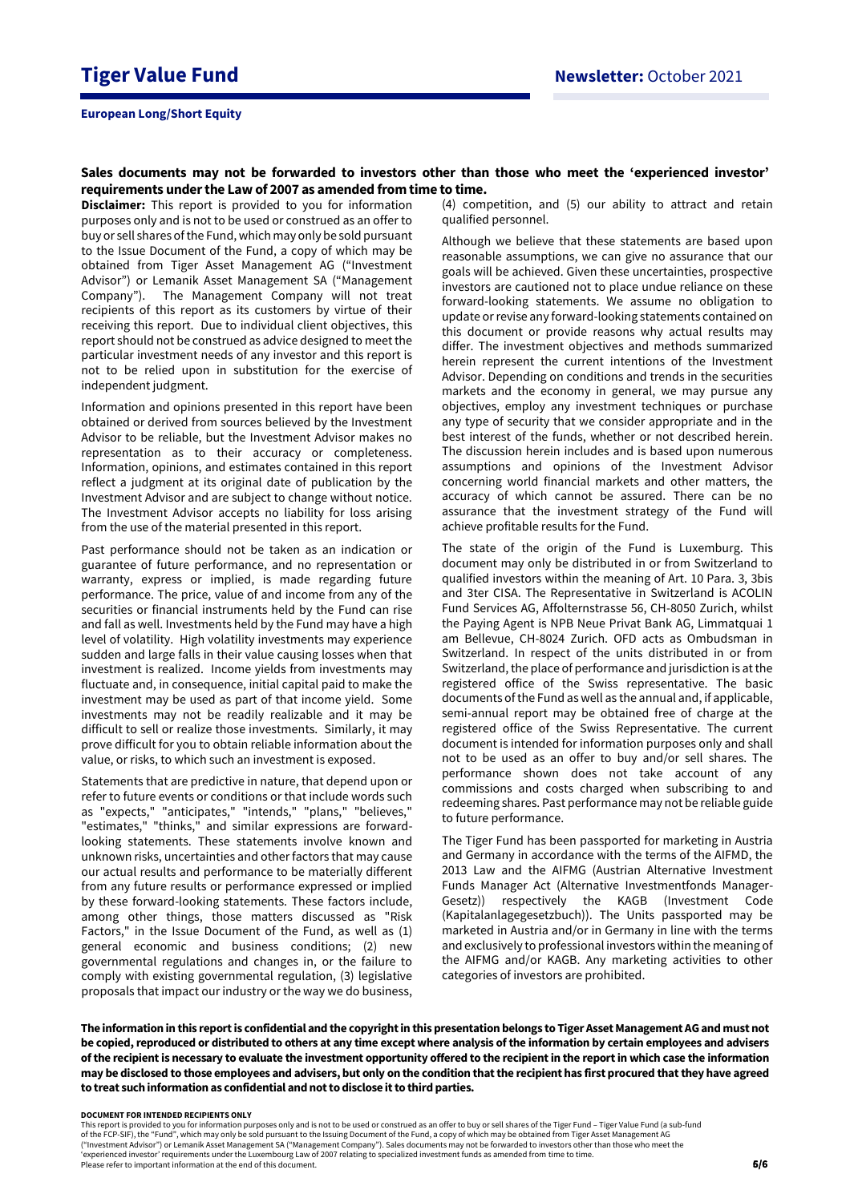**Sales documents may not be forwarded to investors other than those who meet the 'experienced investor' requirements under the Law of 2007 as amended from time to time.**

**Disclaimer:** This report is provided to you for information purposes only and is not to be used or construed as an offer to buy or sell shares of the Fund, which may only be sold pursuant to the Issue Document of the Fund, a copy of which may be obtained from Tiger Asset Management AG ("Investment Advisor") or Lemanik Asset Management SA ("Management Company"). The Management Company will not treat recipients of this report as its customers by virtue of their receiving this report. Due to individual client objectives, this report should not be construed as advice designed to meet the particular investment needs of any investor and this report is not to be relied upon in substitution for the exercise of independent judgment.

Information and opinions presented in this report have been obtained or derived from sources believed by the Investment Advisor to be reliable, but the Investment Advisor makes no representation as to their accuracy or completeness. Information, opinions, and estimates contained in this report reflect a judgment at its original date of publication by the Investment Advisor and are subject to change without notice. The Investment Advisor accepts no liability for loss arising from the use of the material presented in this report.

Past performance should not be taken as an indication or guarantee of future performance, and no representation or warranty, express or implied, is made regarding future performance. The price, value of and income from any of the securities or financial instruments held by the Fund can rise and fall as well. Investments held by the Fund may have a high level of volatility. High volatility investments may experience sudden and large falls in their value causing losses when that investment is realized. Income yields from investments may fluctuate and, in consequence, initial capital paid to make the investment may be used as part of that income yield. Some investments may not be readily realizable and it may be difficult to sell or realize those investments. Similarly, it may prove difficult for you to obtain reliable information about the value, or risks, to which such an investment is exposed.

Statements that are predictive in nature, that depend upon or refer to future events or conditions or that include words such as "expects," "anticipates," "intends," "plans," "believes," "estimates," "thinks," and similar expressions are forward-looking statements. These statements involve known and unknown risks, uncertainties and other factors that may cause our actual results and performance to be materially different from any future results or performance expressed or implied by these forward-looking statements. These factors include, among other things, those matters discussed as "Risk Factors," in the Issue Document of the Fund, as well as (1) general economic and business conditions; (2) new governmental regulations and changes in, or the failure to comply with existing governmental regulation, (3) legislative proposals that impact our industry or the way we do business, (4) competition, and (5) our ability to attract and retain qualified personnel.

Although we believe that these statements are based upon reasonable assumptions, we can give no assurance that our goals will be achieved. Given these uncertainties, prospective investors are cautioned not to place undue reliance on these forward-looking statements. We assume no obligation to update or revise any forward-looking statements contained on this document or provide reasons why actual results may differ. The investment objectives and methods summarized herein represent the current intentions of the Investment Advisor. Depending on conditions and trends in the securities markets and the economy in general, we may pursue any objectives, employ any investment techniques or purchase any type of security that we consider appropriate and in the best interest of the funds, whether or not described herein. The discussion herein includes and is based upon numerous assumptions and opinions of the Investment Advisor concerning world financial markets and other matters, the accuracy of which cannot be assured. There can be no assurance that the investment strategy of the Fund will achieve profitable results for the Fund.

The state of the origin of the Fund is Luxemburg. This document may only be distributed in or from Switzerland to qualified investors within the meaning of Art. 10 Para. 3, 3bis and 3ter CISA. The Representative in Switzerland is ACOLIN Fund Services AG, Affolternstrasse 56, CH-8050 Zurich, whilst the Paying Agent is NPB Neue Privat Bank AG, Limmatquai 1 am Bellevue, CH-8024 Zurich. OFD acts as Ombudsman in Switzerland. In respect of the units distributed in or from Switzerland, the place of performance and jurisdiction is at the registered office of the Swiss representative. The basic documents of the Fund as well as the annual and, if applicable, semi-annual report may be obtained free of charge at the registered office of the Swiss Representative. The current document is intended for information purposes only and shall not to be used as an offer to buy and/or sell shares. The performance shown does not take account of any commissions and costs charged when subscribing to and redeeming shares. Past performance may not be reliable guide to future performance.

The Tiger Fund has been passported for marketing in Austria and Germany in accordance with the terms of the AIFMD, the 2013 Law and the AIFMG (Austrian Alternative Investment Funds Manager Act (Alternative Investmentfonds Manager-Gesetz)) respectively the KAGB (Investment Code (Kapitalanlagegesetzbuch)). The Units passported may be marketed in Austria and/or in Germany in line with the terms and exclusively to professional investors within the meaning of the AIFMG and/or KAGB. Any marketing activities to other categories of investors are prohibited.

**The information in this report is confidential and the copyright in this presentation belongs to Tiger Asset Management AG and must not be copied, reproduced or distributed to others at any time except where analysis of the information by certain employees and advisers of the recipient is necessary to evaluate the investment opportunity offered to the recipient in the report in which case the information may be disclosed to those employees and advisers, but only on the condition that the recipient has first procured that they have agreed to treat such information as confidential and not to disclose it to third parties.**

**DOCUMENT FOR INTENDED RECIPIENTS ONLY**

This report is provided to you for information purposes only and is not to be used or construed as an offer to buy or sell shares of the Tiger Fund – Tiger Value Fund (a sub-fund of the FCP-SIF), the "Fund", which may only be sold pursuant to the Issuing Document of the Fund, a copy of which may be obtained from Tiger Asset Management AG ("Investment Advisor") or Lemanik Asset Management SA ("Management Company"). Sales documents may not be forwarded to investors other than those who meet the 'experienced investor' requirements under the Luxembourg Law of 2007 relating to specialized investment funds as amended from time to time.
Please refer to important information at the end of this document.